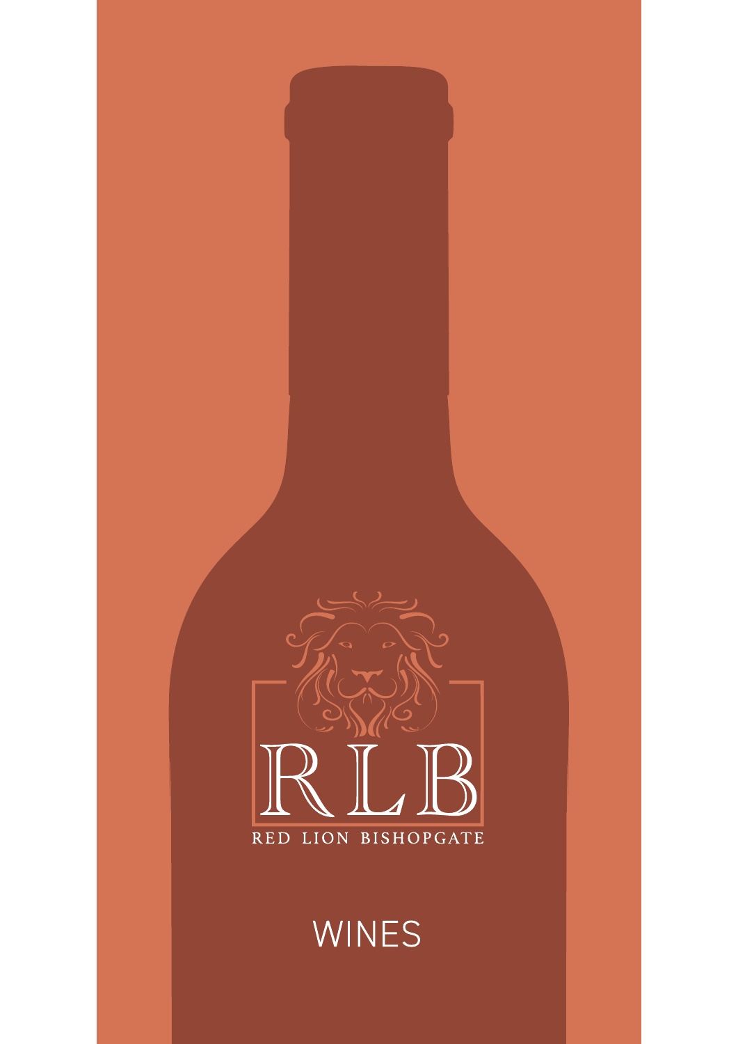# RLB

RED LION BISHOPGATE

## WINES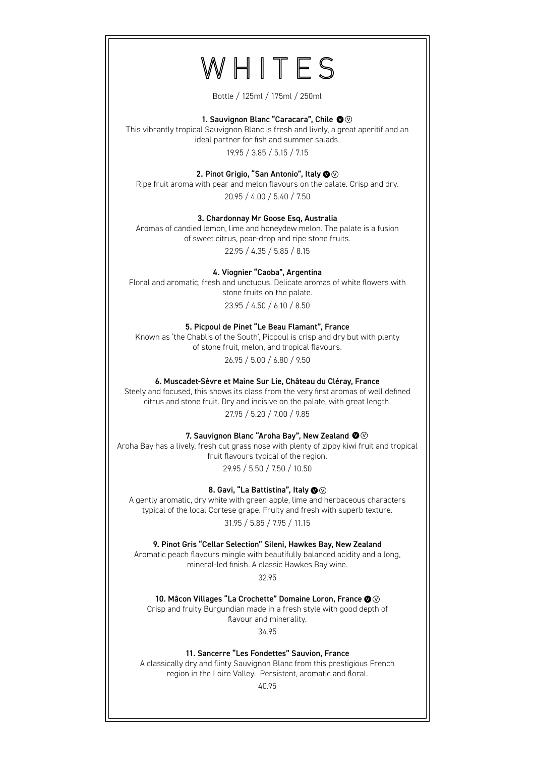# WHITES

Bottle / 125ml / 175ml / 250ml

**1. Sauvignon Blanc "Caracara", Chile** Ⓥ ⓥ

This vibrantly tropical Sauvignon Blanc is fresh and lively, a great aperitif and an ideal partner for fish and summer salads.

19.95 / 3.85 / 5.15 / 7.15

**2. Pinot Grigio, "San Antonio", Italy** Ⓥ ⓥ

Ripe fruit aroma with pear and melon flavours on the palate. Crisp and dry.

20.95 / 4.00 / 5.40 / 7.50

**3. Chardonnay Mr Goose Esq, Australia**

Aromas of candied lemon, lime and honeydew melon. The palate is a fusion of sweet citrus, pear-drop and ripe stone fruits.

22.95 / 4.35 / 5.85 / 8.15

**4. Viognier "Caoba", Argentina**

Floral and aromatic, fresh and unctuous. Delicate aromas of white flowers with stone fruits on the palate.

23.95 / 4.50 / 6.10 / 8.50

**5. Picpoul de Pinet "Le Beau Flamant", France**

Known as 'the Chablis of the South', Picpoul is crisp and dry but with plenty of stone fruit, melon, and tropical flavours.

26.95 / 5.00 / 6.80 / 9.50

**6. Muscadet-Sèvre et Maine Sur Lie, Château du Cléray, France**

Steely and focused, this shows its class from the very first aromas of well defined citrus and stone fruit. Dry and incisive on the palate, with great length.

27.95 / 5.20 / 7.00 / 9.85

**7. Sauvignon Blanc "Aroha Bay", New Zealand** Ⓥ ⓥ

Aroha Bay has a lively, fresh cut grass nose with plenty of zippy kiwi fruit and tropical fruit flavours typical of the region.

29.95 / 5.50 / 7.50 / 10.50

**8. Gavi, "La Battistina", Italy** Ⓥ ⓥ

A gently aromatic, dry white with green apple, lime and herbaceous characters typical of the local Cortese grape. Fruity and fresh with superb texture.

31.95 / 5.85 / 7.95 / 11.15

**9. Pinot Gris "Cellar Selection" Sileni, Hawkes Bay, New Zealand**

Aromatic peach flavours mingle with beautifully balanced acidity and a long, mineral-led finish. A classic Hawkes Bay wine.

32.95

**10. Mâcon Villages "La Crochette" Domaine Loron, France** Ⓥ ⓥ

Crisp and fruity Burgundian made in a fresh style with good depth of flavour and minerality.

34.95

**11. Sancerre "Les Fondettes" Sauvion, France**

A classically dry and flinty Sauvignon Blanc from this prestigious French region in the Loire Valley. Persistent, aromatic and floral.

40.95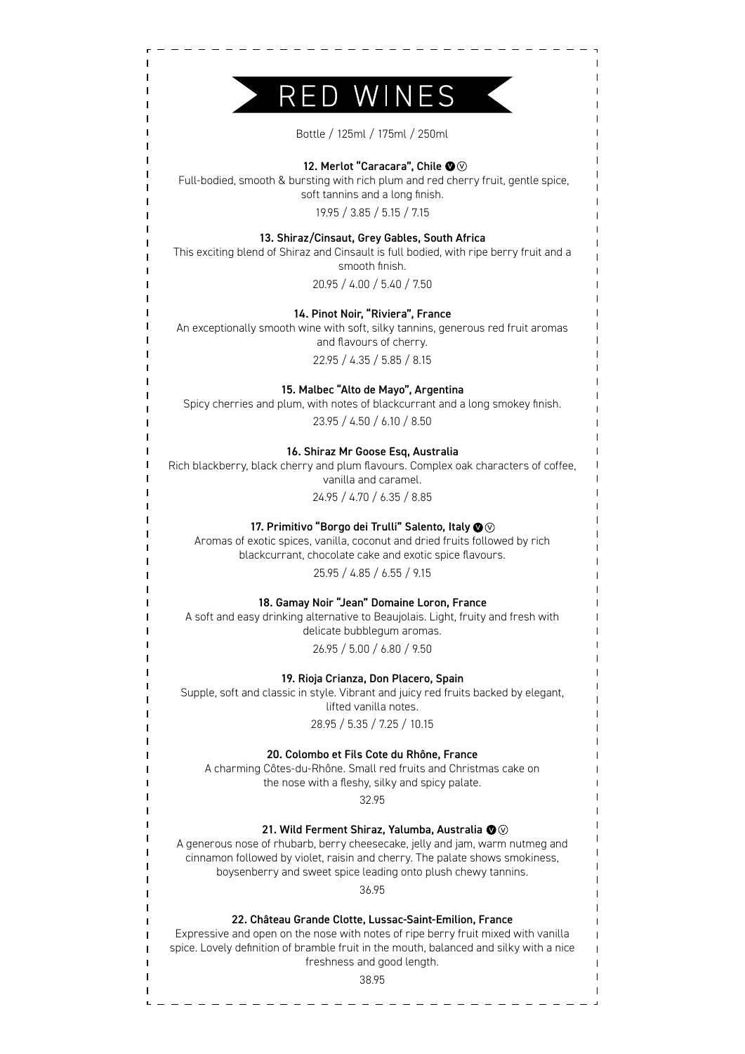# RED WINES

Bottle / 125ml / 175ml / 250ml

**12. Merlot "Caracara", Chile** Ⓥ Ⓥ

Full-bodied, smooth & bursting with rich plum and red cherry fruit, gentle spice, soft tannins and a long finish.

19.95 / 3.85 / 5.15 / 7.15

**13. Shiraz/Cinsaut, Grey Gables, South Africa**

This exciting blend of Shiraz and Cinsault is full bodied, with ripe berry fruit and a smooth finish.

20.95 / 4.00 / 5.40 / 7.50

**14. Pinot Noir, "Riviera", France**

An exceptionally smooth wine with soft, silky tannins, generous red fruit aromas and flavours of cherry.

22.95 / 4.35 / 5.85 / 8.15

**15. Malbec "Alto de Mayo", Argentina**

Spicy cherries and plum, with notes of blackcurrant and a long smokey finish.

23.95 / 4.50 / 6.10 / 8.50

**16. Shiraz Mr Goose Esq, Australia**

Rich blackberry, black cherry and plum flavours. Complex oak characters of coffee, vanilla and caramel.

24.95 / 4.70 / 6.35 / 8.85

**17. Primitivo "Borgo dei Trulli" Salento, Italy** Ⓥ Ⓥ

Aromas of exotic spices, vanilla, coconut and dried fruits followed by rich blackcurrant, chocolate cake and exotic spice flavours.

25.95 / 4.85 / 6.55 / 9.15

**18. Gamay Noir "Jean" Domaine Loron, France**

A soft and easy drinking alternative to Beaujolais. Light, fruity and fresh with delicate bubblegum aromas.

26.95 / 5.00 / 6.80 / 9.50

**19. Rioja Crianza, Don Placero, Spain**

Supple, soft and classic in style. Vibrant and juicy red fruits backed by elegant, lifted vanilla notes.

28.95 / 5.35 / 7.25 / 10.15

**20. Colombo et Fils Cote du Rhône, France**

A charming Côtes-du-Rhône. Small red fruits and Christmas cake on the nose with a fleshy, silky and spicy palate.

32.95

**21. Wild Ferment Shiraz, Yalumba, Australia** Ⓥ Ⓥ

A generous nose of rhubarb, berry cheesecake, jelly and jam, warm nutmeg and cinnamon followed by violet, raisin and cherry. The palate shows smokiness, boysenberry and sweet spice leading onto plush chewy tannins.

36.95

**22. Château Grande Clotte, Lussac-Saint-Emilion, France**

Expressive and open on the nose with notes of ripe berry fruit mixed with vanilla spice. Lovely definition of bramble fruit in the mouth, balanced and silky with a nice freshness and good length.

38.95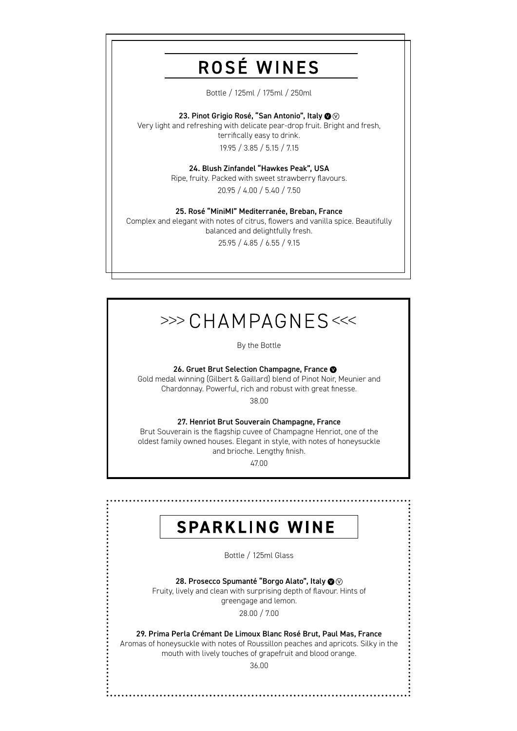# ROSÉ WINES

Bottle / 125ml / 175ml / 250ml

**23. Pinot Grigio Rosé, "San Antonio", Italy** Ⓥ Ⓥ

Very light and refreshing with delicate pear-drop fruit. Bright and fresh, terrifically easy to drink.

19.95 / 3.85 / 5.15 / 7.15

**24. Blush Zinfandel "Hawkes Peak", USA**

Ripe, fruity. Packed with sweet strawberry flavours.

20.95 / 4.00 / 5.40 / 7.50

**25. Rosé "MiniMI" Mediterranée, Breban, France**

Complex and elegant with notes of citrus, flowers and vanilla spice. Beautifully balanced and delightfully fresh.

25.95 / 4.85 / 6.55 / 9.15

# >>> CHAMPAGNES <<<

By the Bottle

**26. Gruet Brut Selection Champagne, France** Ⓥ

Gold medal winning (Gilbert & Gaillard) blend of Pinot Noir, Meunier and Chardonnay. Powerful, rich and robust with great finesse.

38.00

**27. Henriot Brut Souverain Champagne, France**

Brut Souverain is the flagship cuvee of Champagne Henriot, one of the oldest family owned houses. Elegant in style, with notes of honeysuckle and brioche. Lengthy finish.

47.00

# SPARKLING WINE

Bottle / 125ml Glass

**28. Prosecco Spumanté "Borgo Alato", Italy** Ⓥ Ⓥ

Fruity, lively and clean with surprising depth of flavour. Hints of greengage and lemon.

28.00 / 7.00

**29. Prima Perla Crémant De Limoux Blanc Rosé Brut, Paul Mas, France**

Aromas of honeysuckle with notes of Roussillon peaches and apricots. Silky in the mouth with lively touches of grapefruit and blood orange.

36.00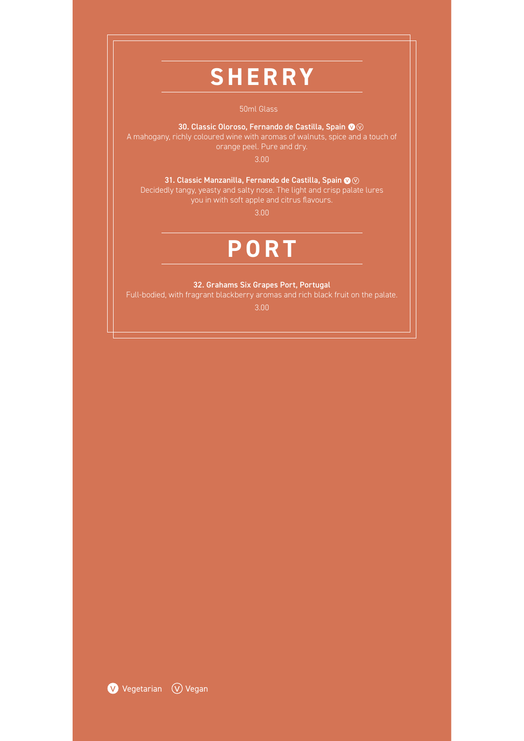# SHERRY

50ml Glass

**30. Classic Oloroso, Fernando de Castilla, Spain** Ⓥ Ⓥ

A mahogany, richly coloured wine with aromas of walnuts, spice and a touch of orange peel. Pure and dry.

3.00

**31. Classic Manzanilla, Fernando de Castilla, Spain** Ⓥ Ⓥ

Decidedly tangy, yeasty and salty nose. The light and crisp palate lures you in with soft apple and citrus flavours.

3.00

# PORT

**32. Grahams Six Grapes Port, Portugal**

Full-bodied, with fragrant blackberry aromas and rich black fruit on the palate.

3.00

Ⓥ Vegetarian Ⓥ Vegan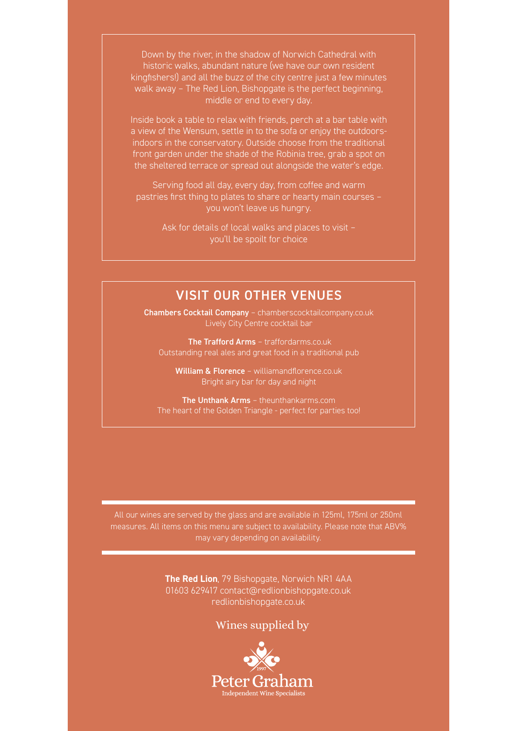Down by the river, in the shadow of Norwich Cathedral with historic walks, abundant nature (we have our own resident kingfishers!) and all the buzz of the city centre just a few minutes walk away – The Red Lion, Bishopgate is the perfect beginning, middle or end to every day.

Inside book a table to relax with friends, perch at a bar table with a view of the Wensum, settle in to the sofa or enjoy the outdoors-indoors in the conservatory. Outside choose from the traditional front garden under the shade of the Robinia tree, grab a spot on the sheltered terrace or spread out alongside the water's edge.

Serving food all day, every day, from coffee and warm pastries first thing to plates to share or hearty main courses – you won't leave us hungry.

Ask for details of local walks and places to visit – you'll be spoilt for choice

## VISIT OUR OTHER VENUES

**Chambers Cocktail Company** – chamberscocktailcompany.co.uk
Lively City Centre cocktail bar

**The Trafford Arms** – traffordarms.co.uk
Outstanding real ales and great food in a traditional pub

**William & Florence** – williamandflorence.co.uk
Bright airy bar for day and night

**The Unthank Arms** – theunthankarms.com
The heart of the Golden Triangle - perfect for parties too!

All our wines are served by the glass and are available in 125ml, 175ml or 250ml measures. All items on this menu are subject to availability. Please note that ABV% may vary depending on availability.

**The Red Lion**, 79 Bishopgate, Norwich NR1 4AA
01603 629417 contact@redlionbishopgate.co.uk
redlionbishopgate.co.uk

Wines supplied by

1997
Peter Graham
Independent Wine Specialists